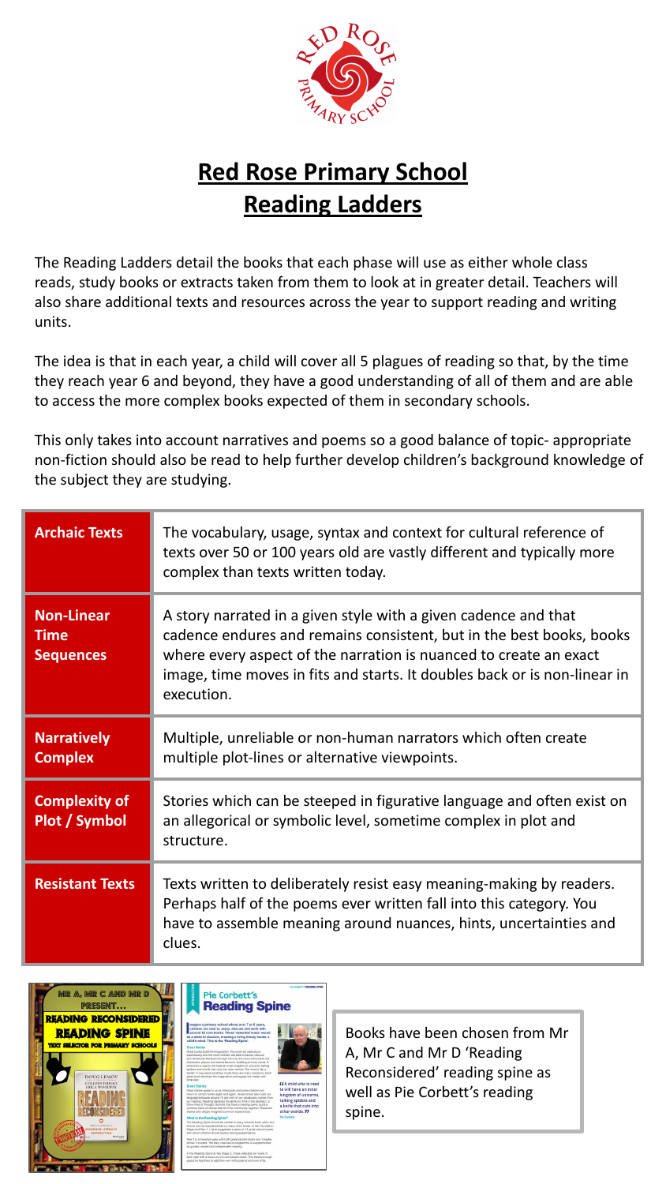# Red Rose Primary School
# Reading Ladders

The Reading Ladders detail the books that each phase will use as either whole class reads, study books or extracts taken from them to look at in greater detail. Teachers will also share additional texts and resources across the year to support reading and writing units.

The idea is that in each year, a child will cover all 5 plagues of reading so that, by the time they reach year 6 and beyond, they have a good understanding of all of them and are able to access the more complex books expected of them in secondary schools.

This only takes into account narratives and poems so a good balance of topic- appropriate non-fiction should also be read to help further develop children's background knowledge of the subject they are studying.

| | |
|---|---|
| **Archaic Texts** | The vocabulary, usage, syntax and context for cultural reference of texts over 50 or 100 years old are vastly different and typically more complex than texts written today. |
| **Non-Linear Time Sequences** | A story narrated in a given style with a given cadence and that cadence endures and remains consistent, but in the best books, books where every aspect of the narration is nuanced to create an exact image, time moves in fits and starts. It doubles back or is non-linear in execution. |
| **Narratively Complex** | Multiple, unreliable or non-human narrators which often create multiple plot-lines or alternative viewpoints. |
| **Complexity of Plot / Symbol** | Stories which can be steeped in figurative language and often exist on an allegorical or symbolic level, sometime complex in plot and structure. |
| **Resistant Texts** | Texts written to deliberately resist easy meaning-making by readers. Perhaps half of the poems ever written fall into this category. You have to assemble meaning around nuances, hints, uncertainties and clues. |

Books have been chosen from Mr A, Mr C and Mr D 'Reading Reconsidered' reading spine as well as Pie Corbett's reading spine.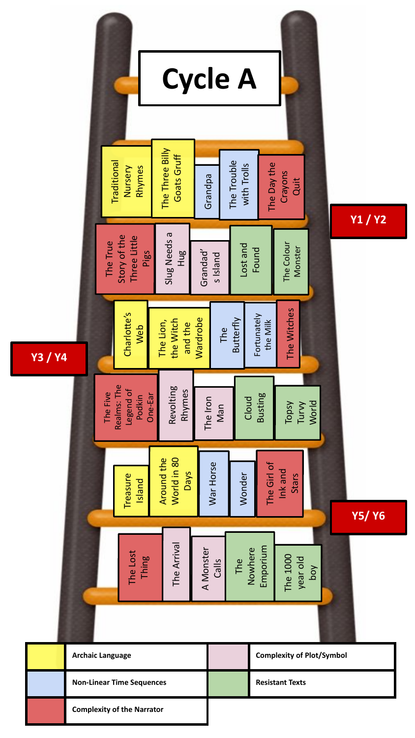# Cycle A

**Y1 / Y2**

- Traditional Nursery Rhymes
- The Three Billy Goats Gruff
- Grandpa
- The Trouble with Trolls
- The Day the Crayons Quit

- The True Story of the Three Little Pigs
- Slug Needs a Hug
- Grandad's Island
- Lost and Found
- The Colour Monster

**Y3 / Y4**

- Charlotte's Web
- The Lion, the Witch and the Wardrobe
- The Butterfly
- Fortunately the Milk
- The Witches

- The Five Realms: The Legend of Podkin One-Ear
- Revolting Rhymes
- The Iron Man
- Cloud Busting
- Topsy Turvy World

**Y5/ Y6**

- Treasure Island
- Around the World in 80 Days
- War Horse
- Wonder
- The Girl of Ink and Stars

- The Lost Thing
- The Arrival
- A Monster Calls
- The Nowhere Emporium
- The 1000 year old boy

| | | | |
|---|---|---|---|
| Yellow | **Archaic Language** | Pink | **Complexity of Plot/Symbol** |
| Blue | **Non-Linear Time Sequences** | Green | **Resistant Texts** |
| Red | **Complexity of the Narrator** | | |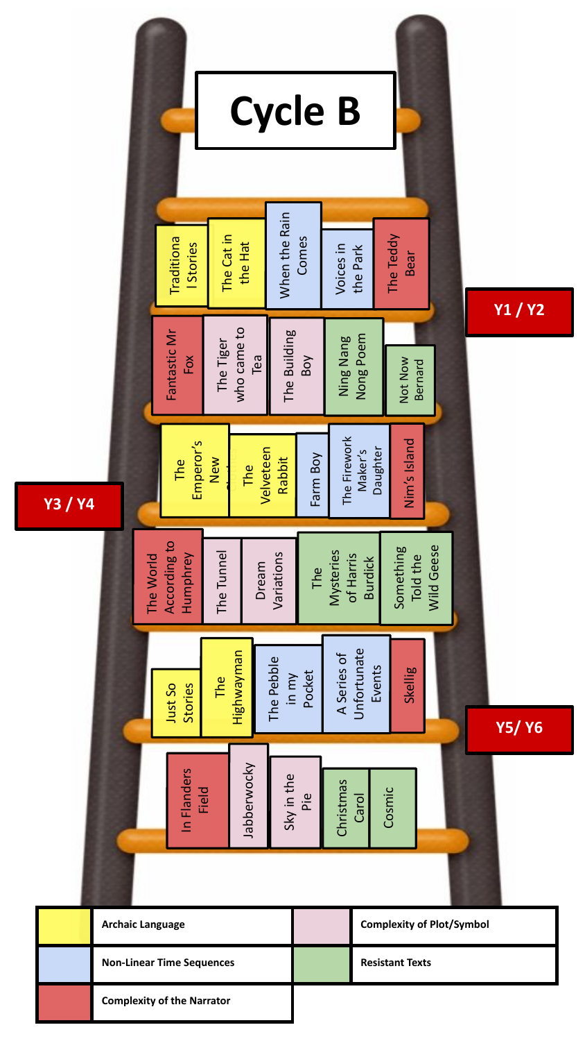# Cycle B

**Y1 / Y2**

- Traditional Stories
- The Cat in the Hat
- When the Rain Comes
- Voices in the Park
- The Teddy Bear
- Fantastic Mr Fox
- The Tiger who came to Tea
- The Building Boy
- Ning Nang Nong Poem
- Not Now Bernard

**Y3 / Y4**

- The Emperor's New Clothes
- The Velveteen Rabbit
- Farm Boy
- The Firework Maker's Daughter
- Nim's Island
- The World According to Humphrey
- The Tunnel
- Dream Variations
- The Mysteries of Harris Burdick
- Something Told the Wild Geese

**Y5/ Y6**

- Just So Stories
- The Highwayman
- The Pebble in my Pocket
- A Series of Unfortunate Events
- Skellig
- In Flanders Field
- Jabberwocky
- Sky in the Pie
- Christmas Carol
- Cosmic

| | | | |
|---|---|---|---|
| | **Archaic Language** | | **Complexity of Plot/Symbol** |
| | **Non-Linear Time Sequences** | | **Resistant Texts** |
| | **Complexity of the Narrator** | | |